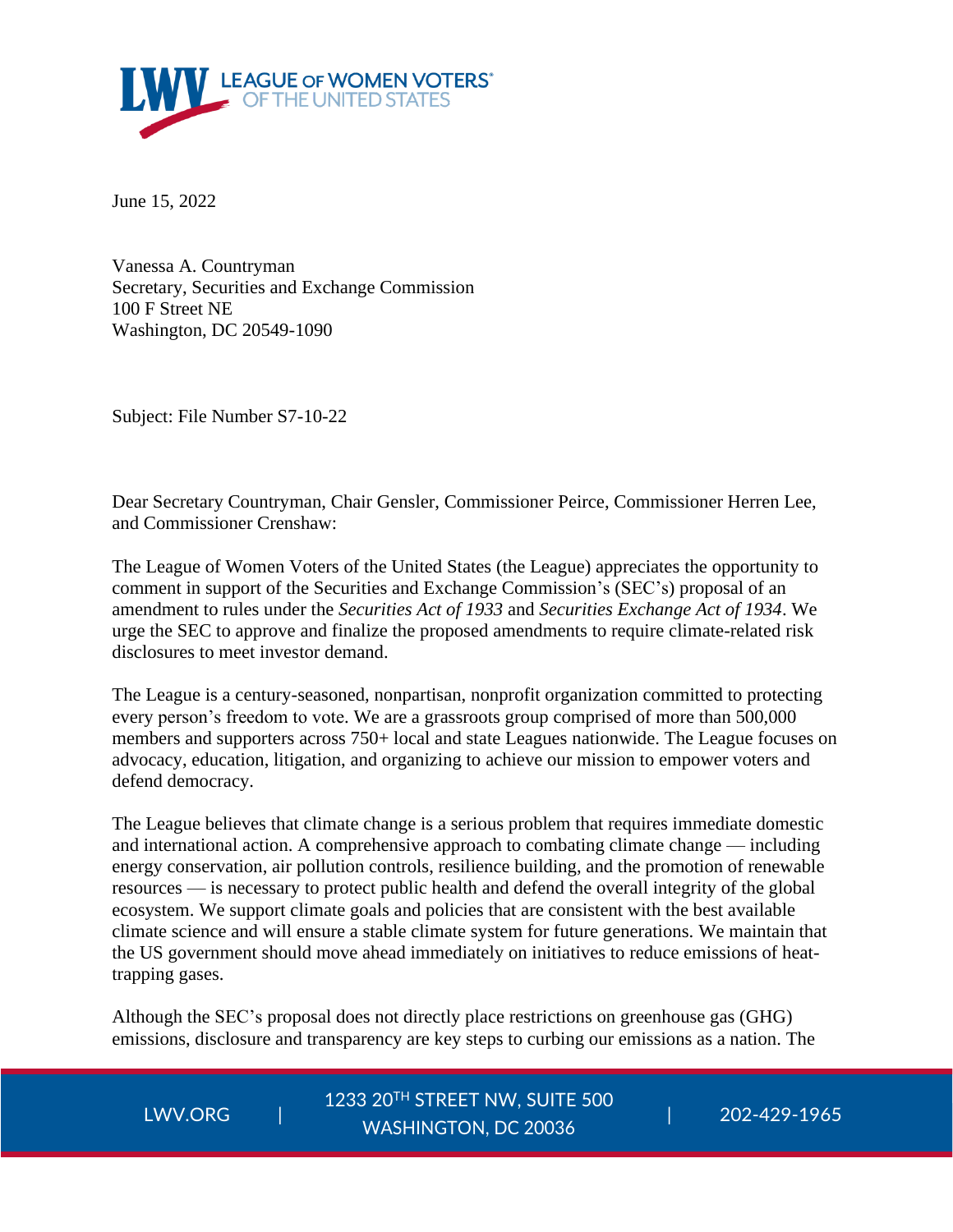**LEAGUE OF WOMEN VOTERS® OF THE UNITED STATES**

June 15, 2022

Vanessa A. Countryman
Secretary, Securities and Exchange Commission
100 F Street NE
Washington, DC 20549-1090

Subject: File Number S7-10-22

Dear Secretary Countryman, Chair Gensler, Commissioner Peirce, Commissioner Herren Lee, and Commissioner Crenshaw:

The League of Women Voters of the United States (the League) appreciates the opportunity to comment in support of the Securities and Exchange Commission's (SEC's) proposal of an amendment to rules under the *Securities Act of 1933* and *Securities Exchange Act of 1934*. We urge the SEC to approve and finalize the proposed amendments to require climate-related risk disclosures to meet investor demand.

The League is a century-seasoned, nonpartisan, nonprofit organization committed to protecting every person's freedom to vote. We are a grassroots group comprised of more than 500,000 members and supporters across 750+ local and state Leagues nationwide. The League focuses on advocacy, education, litigation, and organizing to achieve our mission to empower voters and defend democracy.

The League believes that climate change is a serious problem that requires immediate domestic and international action. A comprehensive approach to combating climate change — including energy conservation, air pollution controls, resilience building, and the promotion of renewable resources — is necessary to protect public health and defend the overall integrity of the global ecosystem. We support climate goals and policies that are consistent with the best available climate science and will ensure a stable climate system for future generations. We maintain that the US government should move ahead immediately on initiatives to reduce emissions of heat-trapping gases.

Although the SEC's proposal does not directly place restrictions on greenhouse gas (GHG) emissions, disclosure and transparency are key steps to curbing our emissions as a nation. The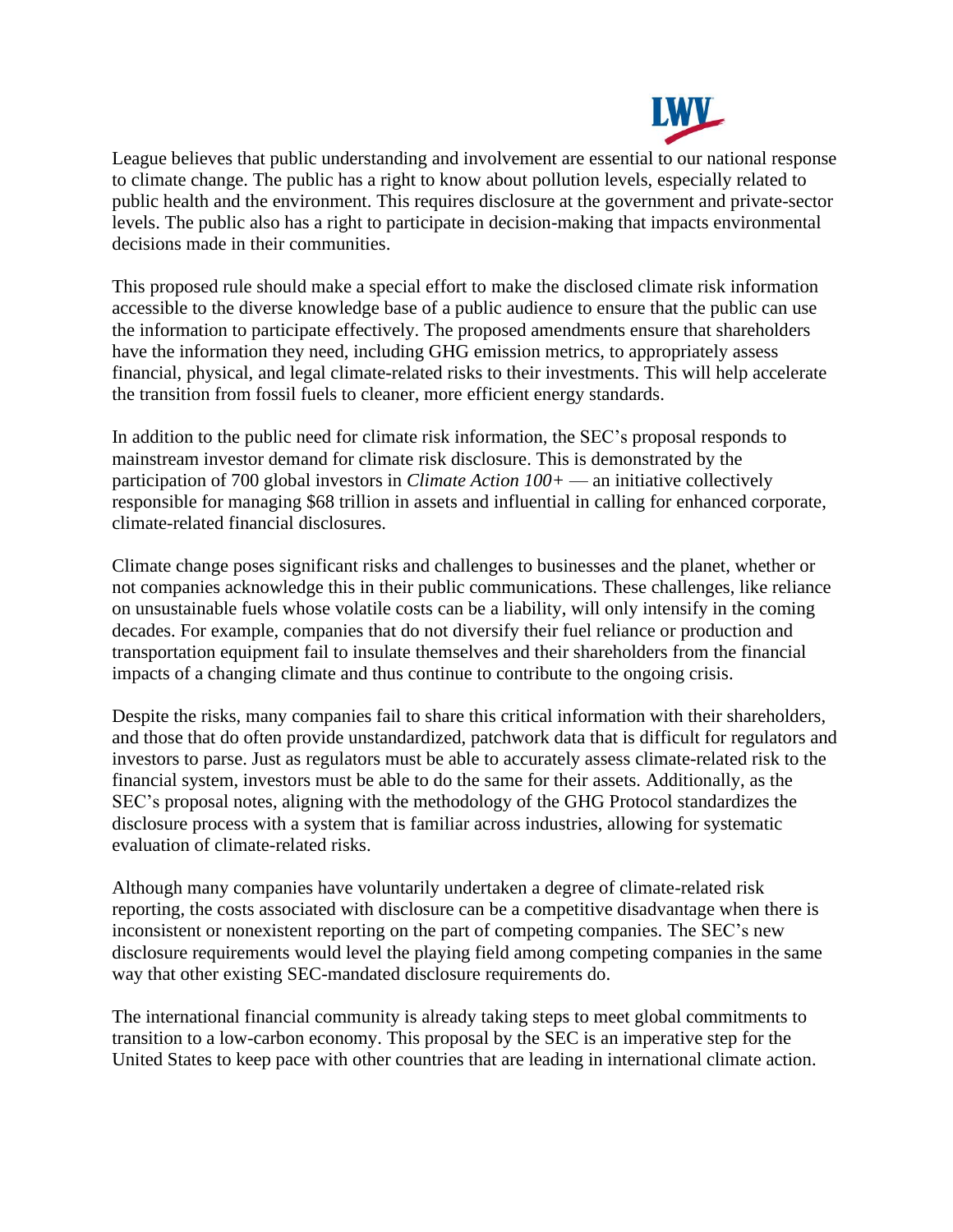League believes that public understanding and involvement are essential to our national response to climate change. The public has a right to know about pollution levels, especially related to public health and the environment. This requires disclosure at the government and private-sector levels. The public also has a right to participate in decision-making that impacts environmental decisions made in their communities.

This proposed rule should make a special effort to make the disclosed climate risk information accessible to the diverse knowledge base of a public audience to ensure that the public can use the information to participate effectively. The proposed amendments ensure that shareholders have the information they need, including GHG emission metrics, to appropriately assess financial, physical, and legal climate-related risks to their investments. This will help accelerate the transition from fossil fuels to cleaner, more efficient energy standards.

In addition to the public need for climate risk information, the SEC's proposal responds to mainstream investor demand for climate risk disclosure. This is demonstrated by the participation of 700 global investors in *Climate Action 100+* — an initiative collectively responsible for managing $68 trillion in assets and influential in calling for enhanced corporate, climate-related financial disclosures.

Climate change poses significant risks and challenges to businesses and the planet, whether or not companies acknowledge this in their public communications. These challenges, like reliance on unsustainable fuels whose volatile costs can be a liability, will only intensify in the coming decades. For example, companies that do not diversify their fuel reliance or production and transportation equipment fail to insulate themselves and their shareholders from the financial impacts of a changing climate and thus continue to contribute to the ongoing crisis.

Despite the risks, many companies fail to share this critical information with their shareholders, and those that do often provide unstandardized, patchwork data that is difficult for regulators and investors to parse. Just as regulators must be able to accurately assess climate-related risk to the financial system, investors must be able to do the same for their assets. Additionally, as the SEC's proposal notes, aligning with the methodology of the GHG Protocol standardizes the disclosure process with a system that is familiar across industries, allowing for systematic evaluation of climate-related risks.

Although many companies have voluntarily undertaken a degree of climate-related risk reporting, the costs associated with disclosure can be a competitive disadvantage when there is inconsistent or nonexistent reporting on the part of competing companies. The SEC's new disclosure requirements would level the playing field among competing companies in the same way that other existing SEC-mandated disclosure requirements do.

The international financial community is already taking steps to meet global commitments to transition to a low-carbon economy. This proposal by the SEC is an imperative step for the United States to keep pace with other countries that are leading in international climate action.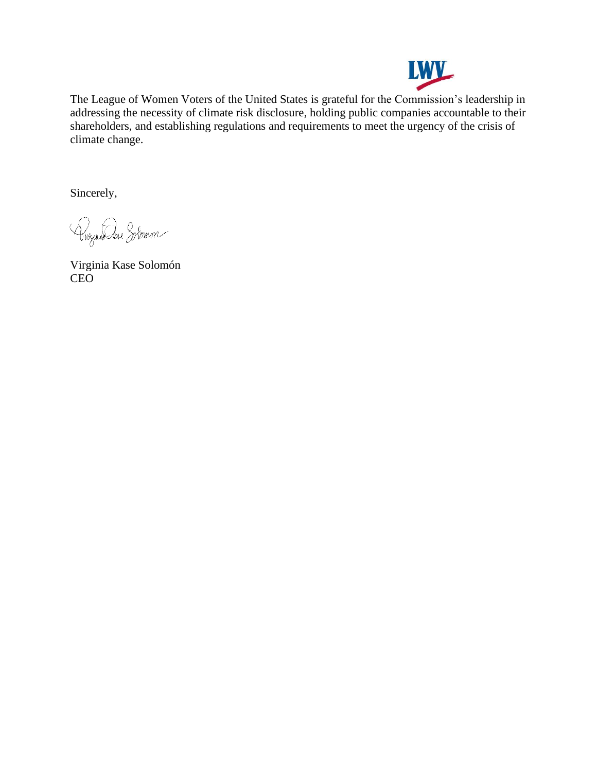The League of Women Voters of the United States is grateful for the Commission's leadership in addressing the necessity of climate risk disclosure, holding public companies accountable to their shareholders, and establishing regulations and requirements to meet the urgency of the crisis of climate change.

Sincerely,

Virginia Kase Solomón
CEO